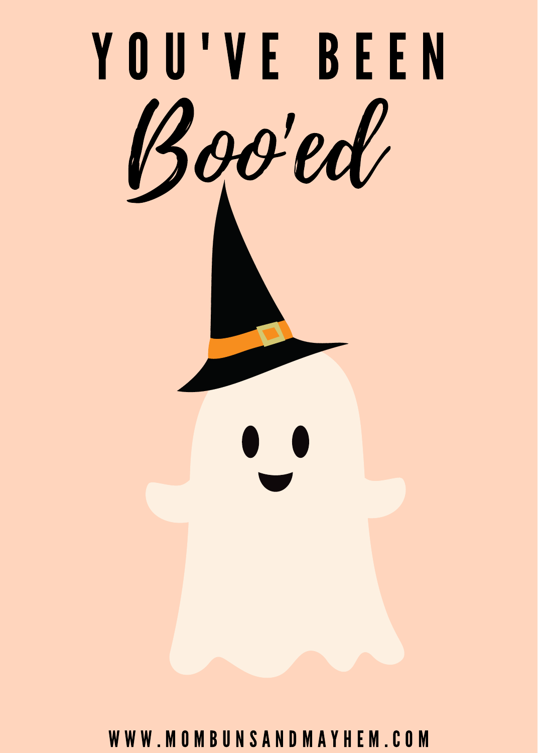# YOU'VE BEEN

# *Boo'ed*

WWW.MOMBUNSANDMAYHEM.COM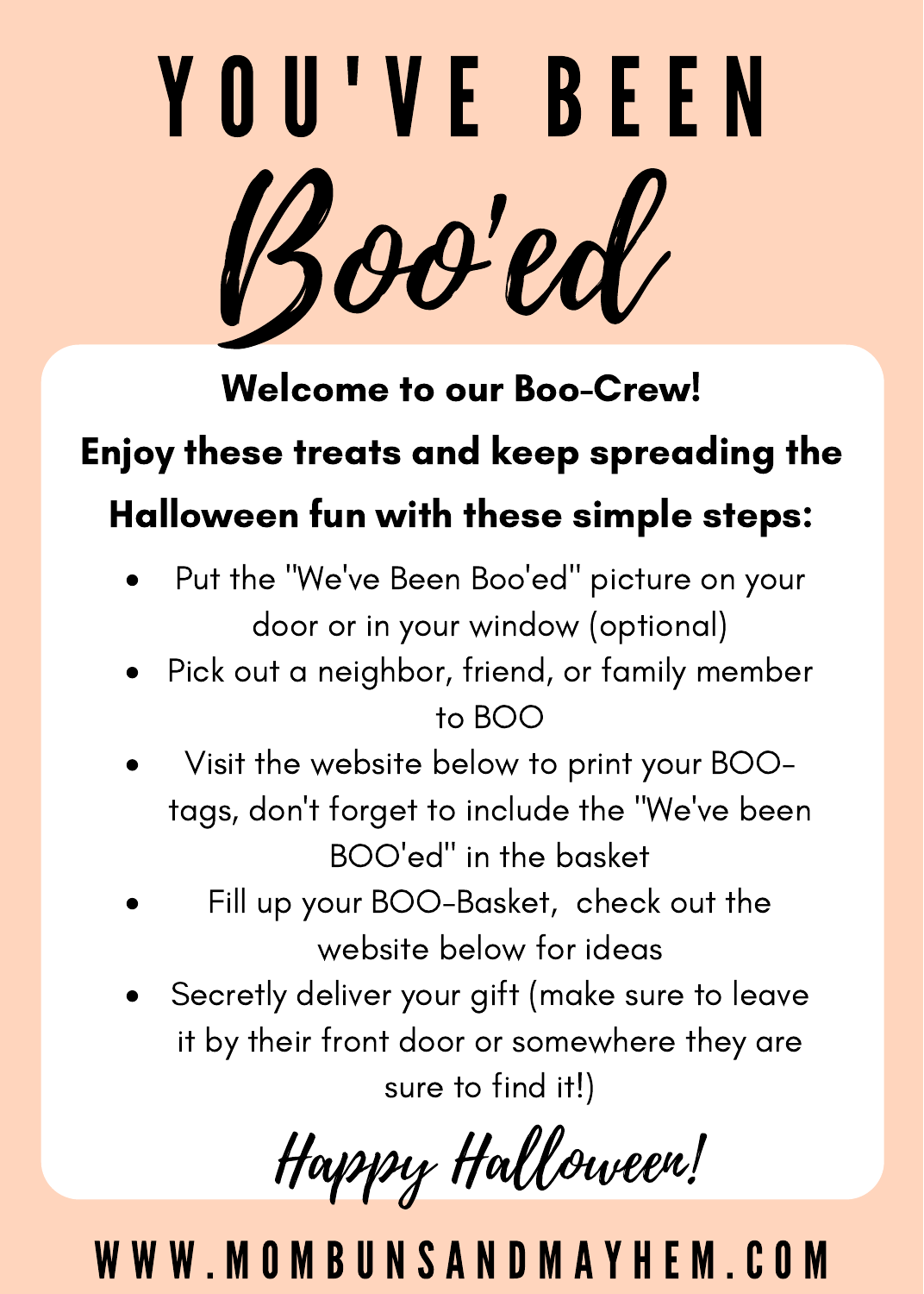# YOU'VE BEEN

# *Boo'ed*

**Welcome to our Boo-Crew!**

**Enjoy these treats and keep spreading the Halloween fun with these simple steps:**

- Put the "We've Been Boo'ed" picture on your door or in your window (optional)
- Pick out a neighbor, friend, or family member to BOO
- Visit the website below to print your BOO-tags, don't forget to include the "We've been BOO'ed" in the basket
- Fill up your BOO-Basket, check out the website below for ideas
- Secretly deliver your gift (make sure to leave it by their front door or somewhere they are sure to find it!)

*Happy Halloween!*

WWW.MOMBUNSANDMAYHEM.COM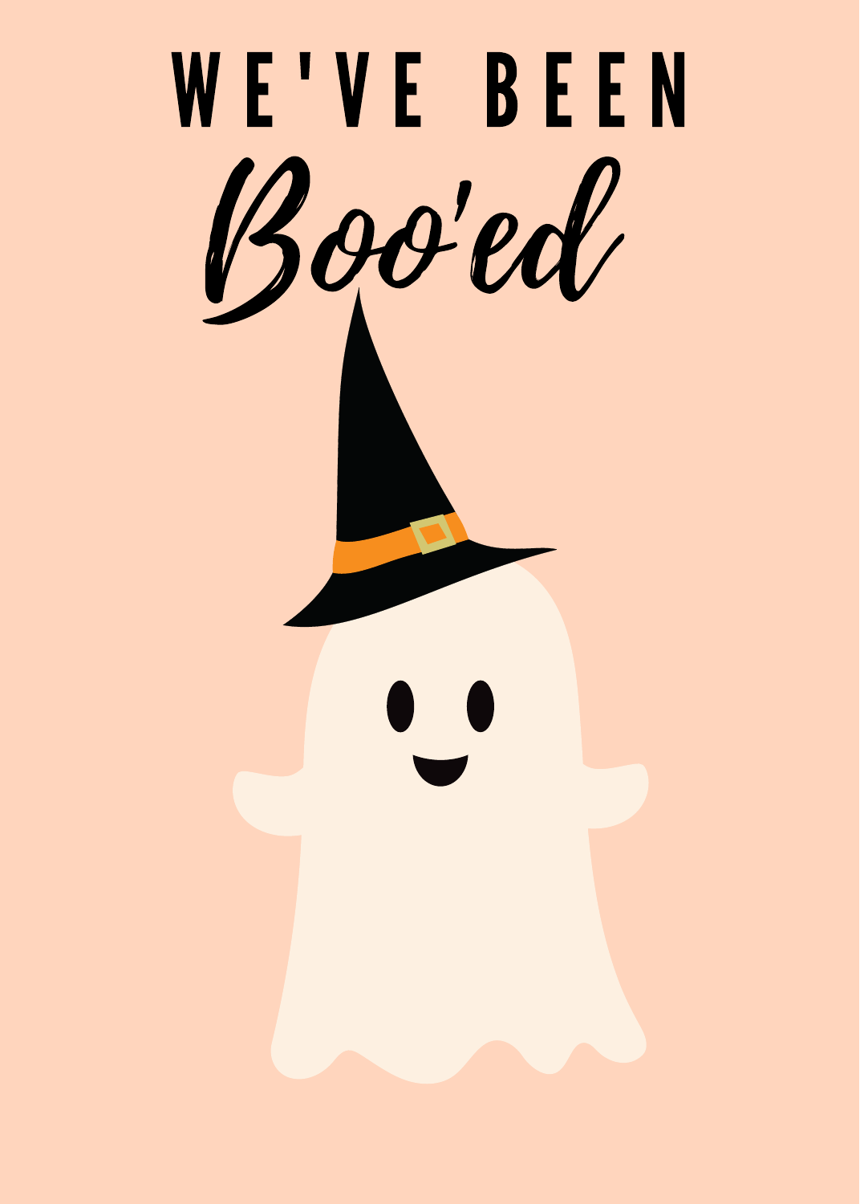# WE'VE BEEN

# *Boo'ed*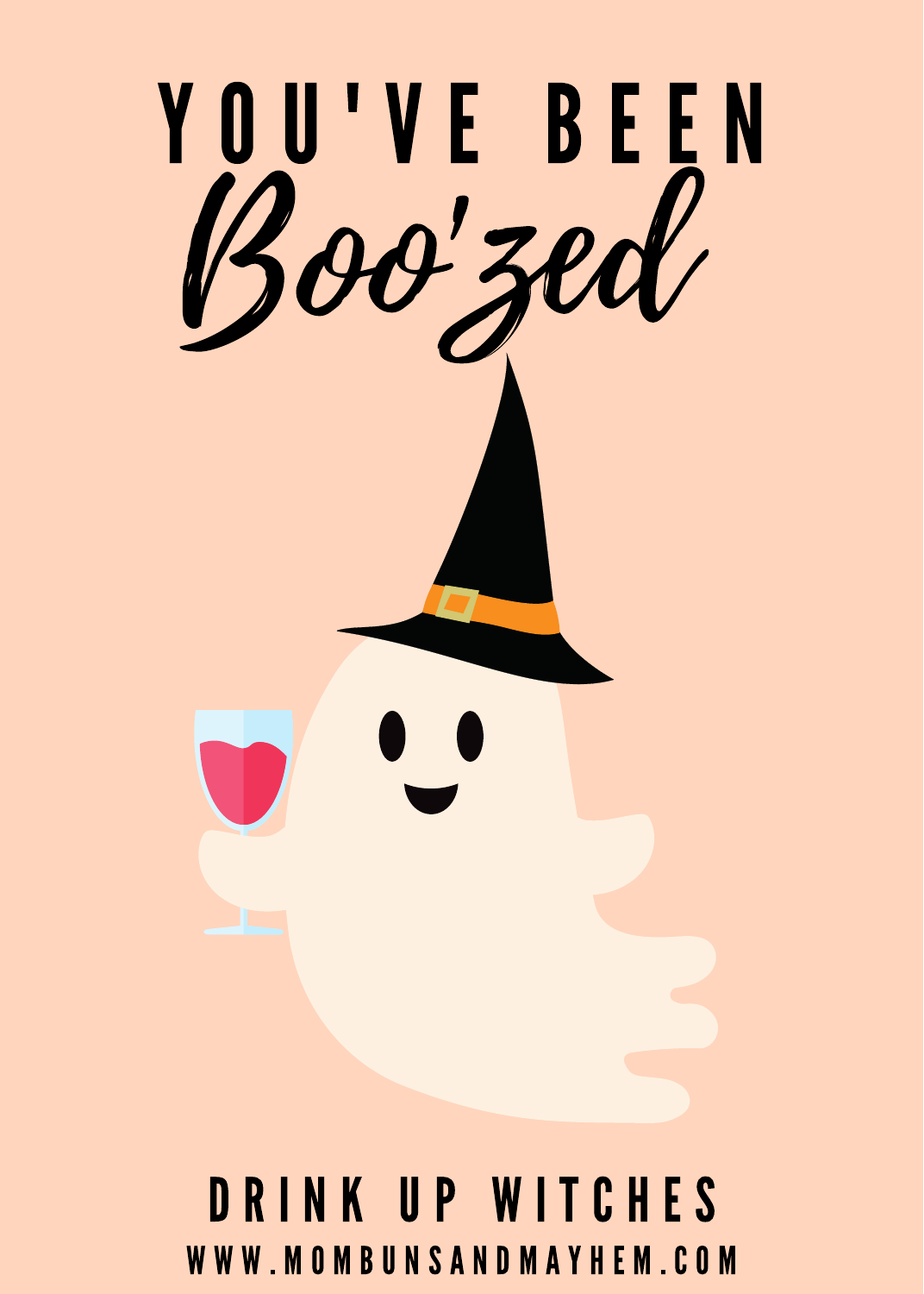# YOU'VE BEEN

# *Boo'zed*

DRINK UP WITCHES

WWW.MOMBUNSANDMAYHEM.COM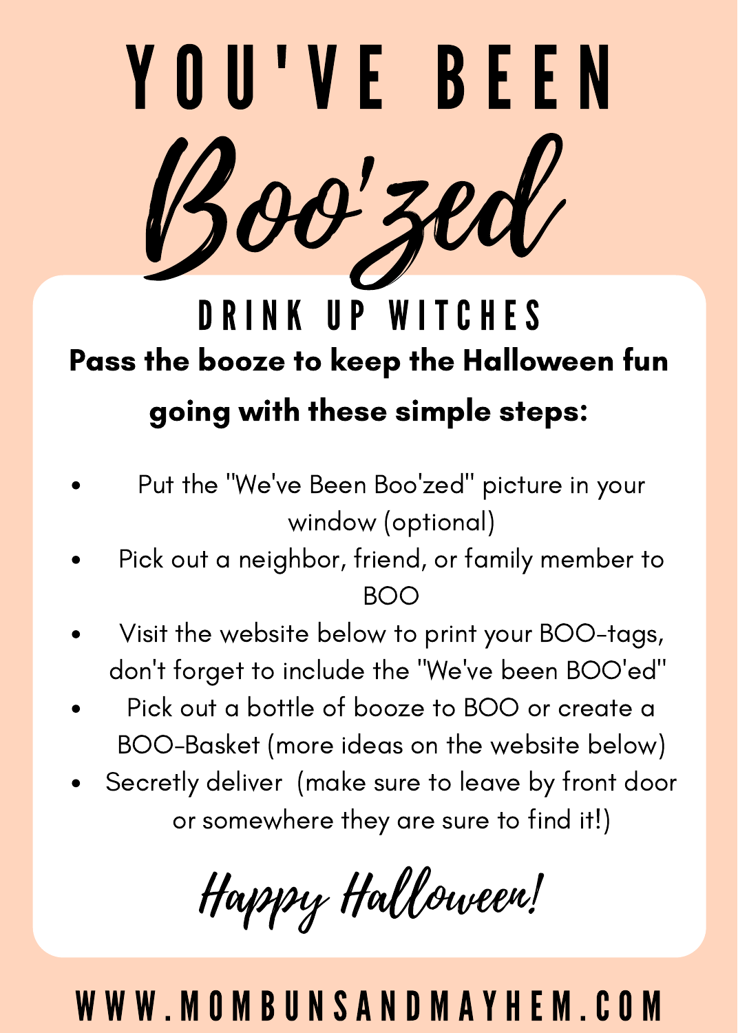# YOU'VE BEEN
# Boo'zed

## DRINK UP WITCHES

**Pass the booze to keep the Halloween fun going with these simple steps:**

- Put the "We've Been Boo'zed" picture in your window (optional)
- Pick out a neighbor, friend, or family member to BOO
- Visit the website below to print your BOO-tags, don't forget to include the "We've been BOO'ed"
- Pick out a bottle of booze to BOO or create a BOO-Basket (more ideas on the website below)
- Secretly deliver  (make sure to leave by front door or somewhere they are sure to find it!)

*Happy Halloween!*

WWW.MOMBUNSANDMAYHEM.COM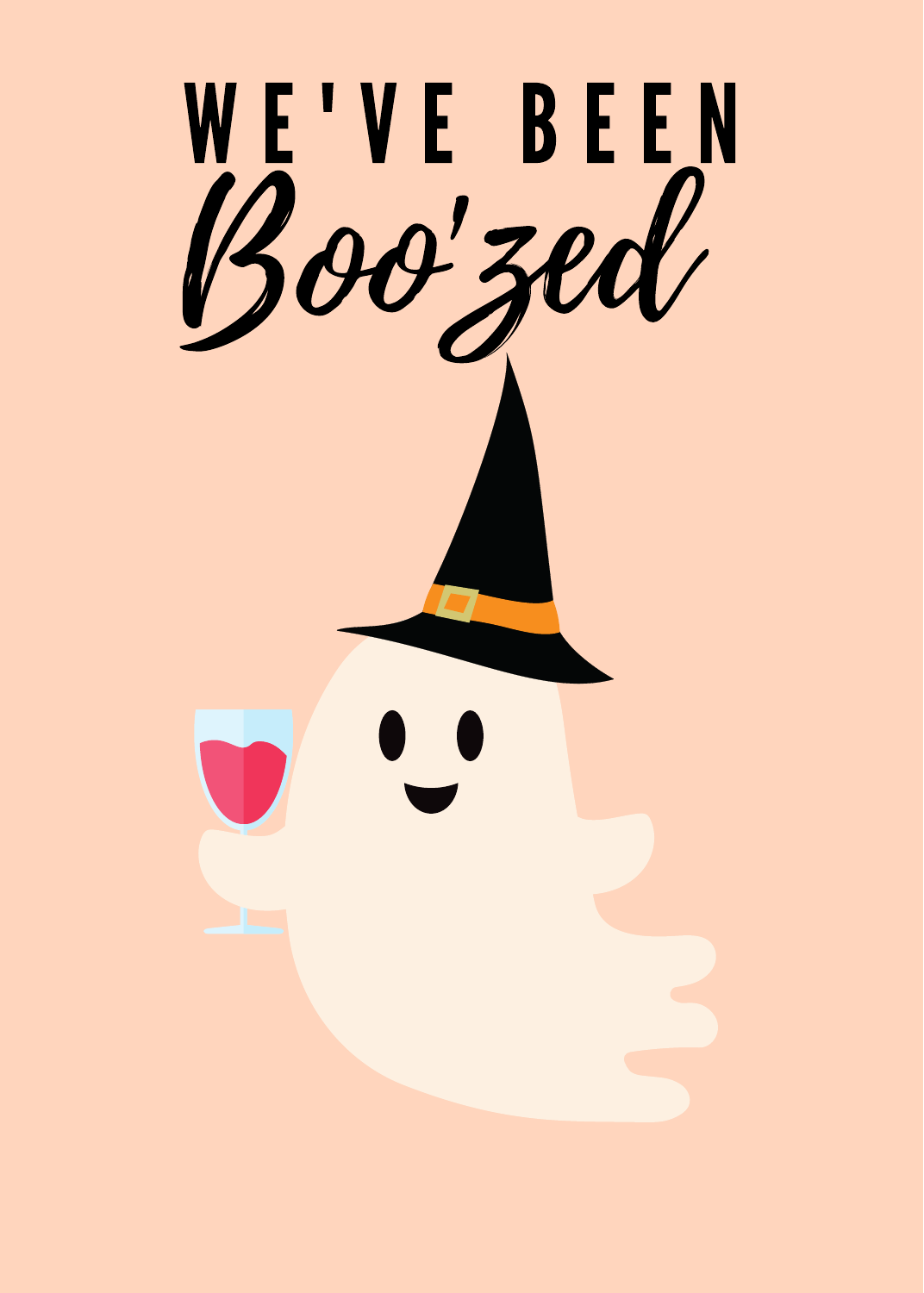# WE'VE BEEN

# Boo'zed